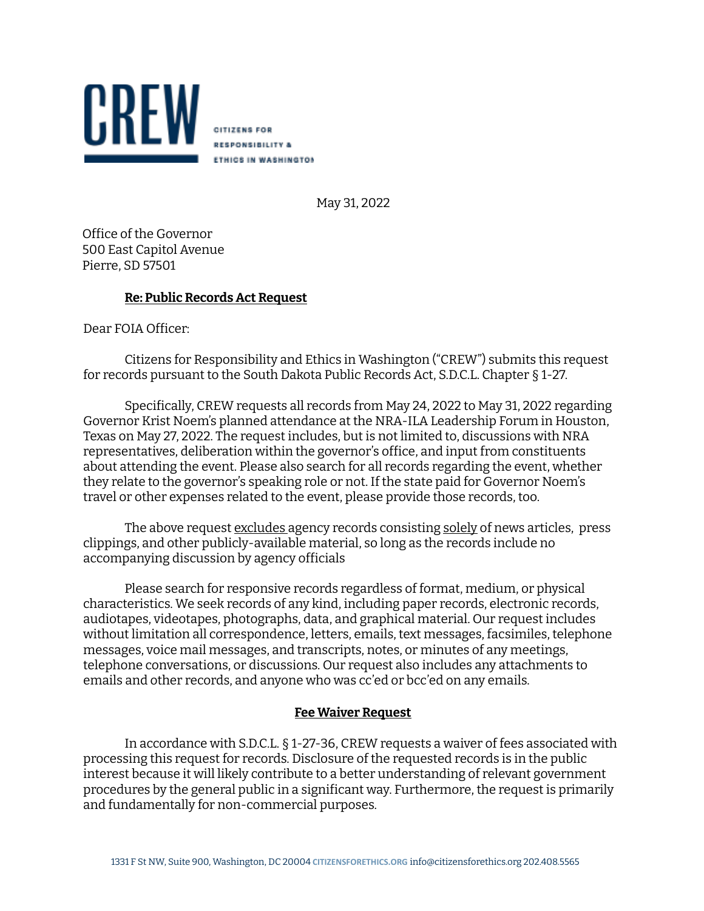CREW

CITIZENS FOR RESPONSIBILITY & ETHICS IN WASHINGTON

May 31, 2022

Office of the Governor
500 East Capitol Avenue
Pierre, SD 57501

**Re: Public Records Act Request**

Dear FOIA Officer:

Citizens for Responsibility and Ethics in Washington ("CREW") submits this request for records pursuant to the South Dakota Public Records Act, S.D.C.L. Chapter § 1-27.

Specifically, CREW requests all records from May 24, 2022 to May 31, 2022 regarding Governor Krist Noem's planned attendance at the NRA-ILA Leadership Forum in Houston, Texas on May 27, 2022. The request includes, but is not limited to, discussions with NRA representatives, deliberation within the governor's office, and input from constituents about attending the event. Please also search for all records regarding the event, whether they relate to the governor's speaking role or not. If the state paid for Governor Noem's travel or other expenses related to the event, please provide those records, too.

The above request excludes agency records consisting solely of news articles, press clippings, and other publicly-available material, so long as the records include no accompanying discussion by agency officials

Please search for responsive records regardless of format, medium, or physical characteristics. We seek records of any kind, including paper records, electronic records, audiotapes, videotapes, photographs, data, and graphical material. Our request includes without limitation all correspondence, letters, emails, text messages, facsimiles, telephone messages, voice mail messages, and transcripts, notes, or minutes of any meetings, telephone conversations, or discussions. Our request also includes any attachments to emails and other records, and anyone who was cc'ed or bcc'ed on any emails.

**Fee Waiver Request**

In accordance with S.D.C.L. § 1-27-36, CREW requests a waiver of fees associated with processing this request for records. Disclosure of the requested records is in the public interest because it will likely contribute to a better understanding of relevant government procedures by the general public in a significant way. Furthermore, the request is primarily and fundamentally for non-commercial purposes.

1331 F St NW, Suite 900, Washington, DC 20004 CITIZENSFORETHICS.ORG info@citizensforethics.org 202.408.5565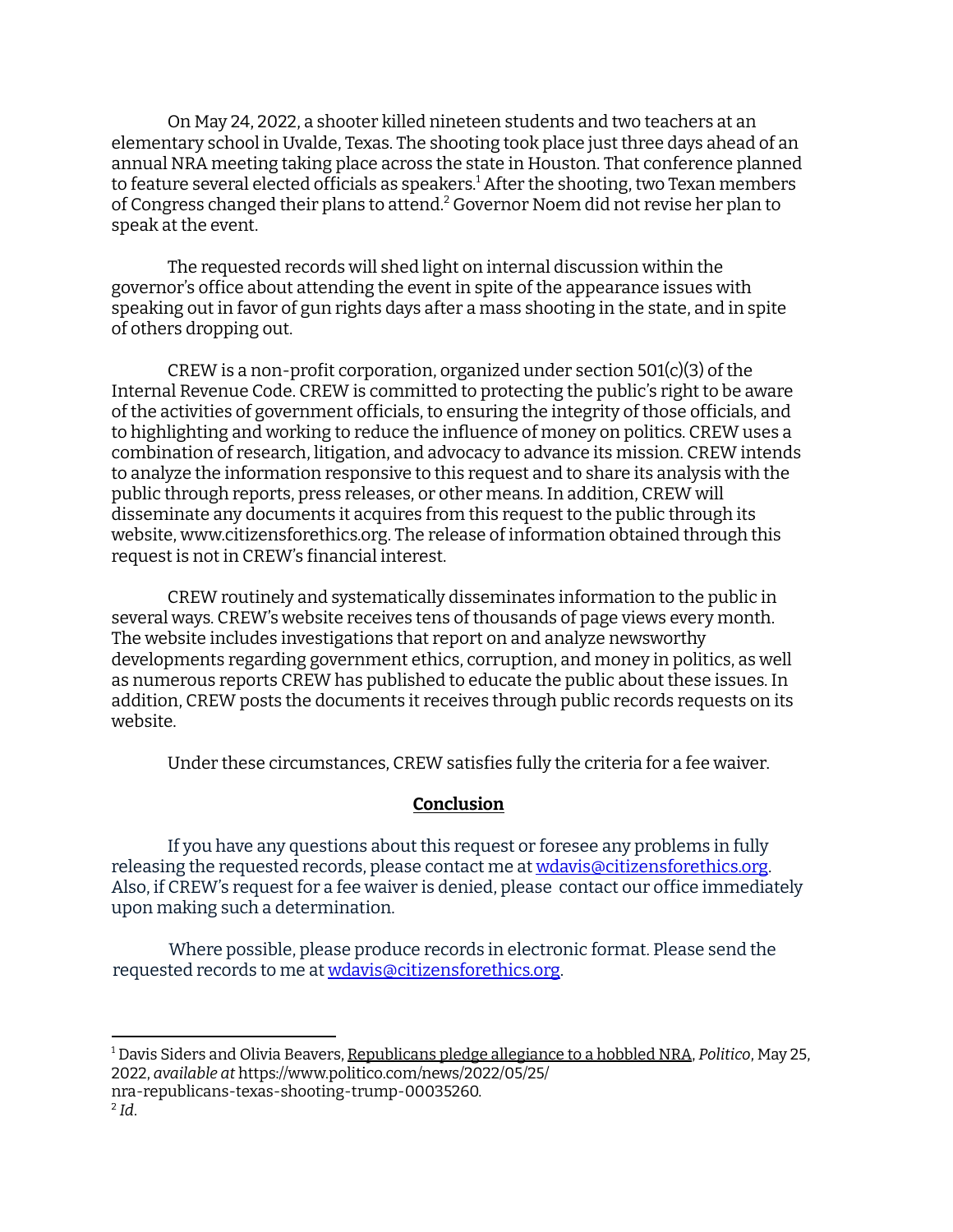On May 24, 2022, a shooter killed nineteen students and two teachers at an elementary school in Uvalde, Texas. The shooting took place just three days ahead of an annual NRA meeting taking place across the state in Houston. That conference planned to feature several elected officials as speakers.[1] After the shooting, two Texan members of Congress changed their plans to attend.[2] Governor Noem did not revise her plan to speak at the event.

The requested records will shed light on internal discussion within the governor's office about attending the event in spite of the appearance issues with speaking out in favor of gun rights days after a mass shooting in the state, and in spite of others dropping out.

CREW is a non-profit corporation, organized under section 501(c)(3) of the Internal Revenue Code. CREW is committed to protecting the public's right to be aware of the activities of government officials, to ensuring the integrity of those officials, and to highlighting and working to reduce the influence of money on politics. CREW uses a combination of research, litigation, and advocacy to advance its mission. CREW intends to analyze the information responsive to this request and to share its analysis with the public through reports, press releases, or other means. In addition, CREW will disseminate any documents it acquires from this request to the public through its website, www.citizensforethics.org. The release of information obtained through this request is not in CREW's financial interest.

CREW routinely and systematically disseminates information to the public in several ways. CREW's website receives tens of thousands of page views every month. The website includes investigations that report on and analyze newsworthy developments regarding government ethics, corruption, and money in politics, as well as numerous reports CREW has published to educate the public about these issues. In addition, CREW posts the documents it receives through public records requests on its website.

Under these circumstances, CREW satisfies fully the criteria for a fee waiver.

**Conclusion**

If you have any questions about this request or foresee any problems in fully releasing the requested records, please contact me at wdavis@citizensforethics.org. Also, if CREW's request for a fee waiver is denied, please contact our office immediately upon making such a determination.

Where possible, please produce records in electronic format. Please send the requested records to me at wdavis@citizensforethics.org.

---

[1] Davis Siders and Olivia Beavers, Republicans pledge allegiance to a hobbled NRA, *Politico*, May 25, 2022, *available at* https://www.politico.com/news/2022/05/25/nra-republicans-texas-shooting-trump-00035260.

[2] *Id*.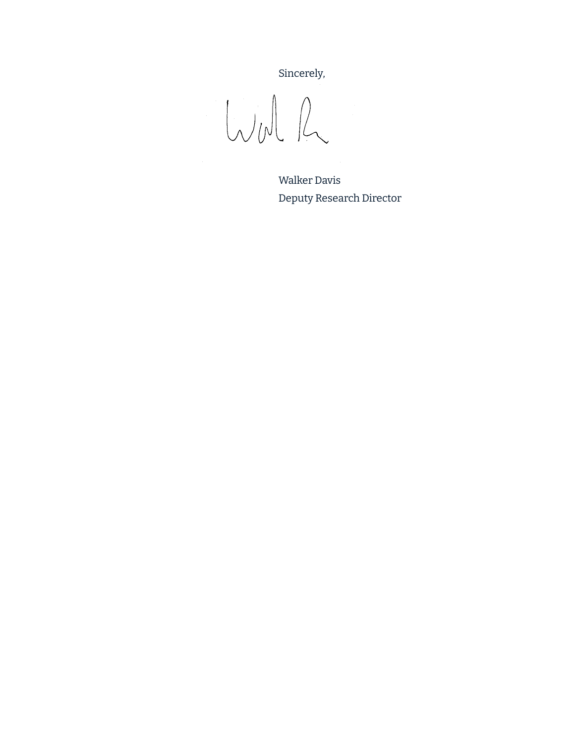Sincerely,

Walker Davis

Deputy Research Director